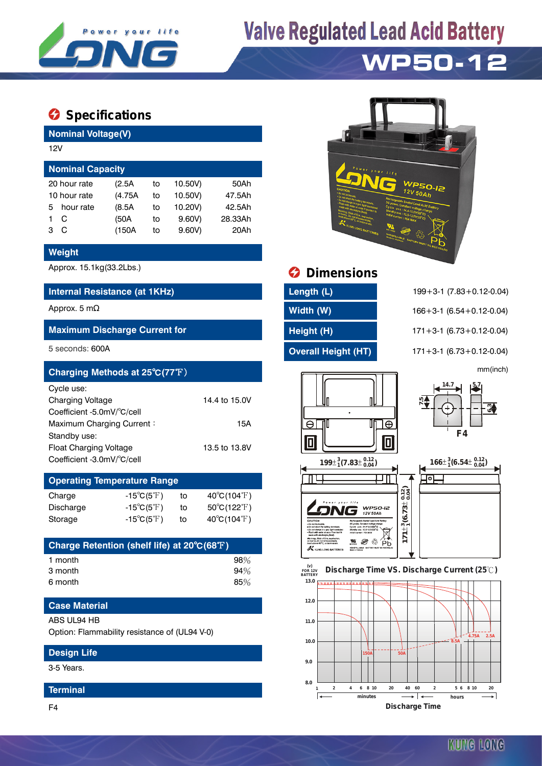# Valve Regulated Lead Acid Battery

## WP50-12

## Specifications

### Nominal Voltage(V)

12V

### Nominal Capacity

| | | | | |
|---|---|---|---|---|
| 20 hour rate | (2.5A | to | 10.50V) | 50Ah |
| 10 hour rate | (4.75A | to | 10.50V) | 47.5Ah |
| 5 hour rate | (8.5A | to | 10.20V) | 42.5Ah |
| 1 C | (50A | to | 9.60V) | 28.33Ah |
| 3 C | (150A | to | 9.60V) | 20Ah |

### Weight

Approx. 15.1kg(33.2Lbs.)

### Internal Resistance (at 1KHz)

Approx. 5 mΩ

### Maximum Discharge Current for

5 seconds: 600A

### Charging Methods at 25℃(77℉)

Cycle use:

| | |
|---|---|
| Charging Voltage | 14.4 to 15.0V |
| Coefficient -5.0mV/℃/cell | |
| Maximum Charging Current : | 15A |

Standby use:

| | |
|---|---|
| Float Charging Voltage | 13.5 to 13.8V |
| Coefficient -3.0mV/℃/cell | |

### Operating Temperature Range

| | | | |
|---|---|---|---|
| Charge | -15℃(5℉) | to | 40℃(104℉) |
| Discharge | -15℃(5℉) | to | 50℃(122℉) |
| Storage | -15℃(5℉) | to | 40℃(104℉) |

### Charge Retention (shelf life) at 20℃(68℉)

| | |
|---|---|
| 1 month | 98% |
| 3 month | 94% |
| 6 month | 85% |

### Case Material

ABS UL94 HB

Option: Flammability resistance of (UL94 V-0)

### Design Life

3-5 Years.

### Terminal

F4

## Dimensions

| | |
|---|---|
| Length (L) | 199+3-1 (7.83+0.12-0.04) |
| Width (W) | 166+3-1 (6.54+0.12-0.04) |
| Height (H) | 171+3-1 (6.73+0.12-0.04) |
| Overall Height (HT) | 171+3-1 (6.73+0.12-0.04) |

mm(inch)

F4: 14.7, 5.7, 7.5, 6.3

$199\pm^{3}_{1}(7.83\pm^{0.12}_{0.04})$

$166\pm^{3}_{1}(6.54\pm^{0.12}_{0.04})$

$171^{\pm3}_{1}(6.73\pm^{0.12}_{0.04})$

### Discharge Time VS. Discharge Current (25℃)

(V) FOR 12V BATTERY: 13.0, 12.0, 11.0, 10.0, 9.0, 8.0

Curves: 150A, 50A, 8.5A, 4.75A, 2.5A

Discharge Time: 1, 2, 4, 6, 8, 10, 20, 40, 60 minutes; 2, 5, 6, 8, 10, 20 hours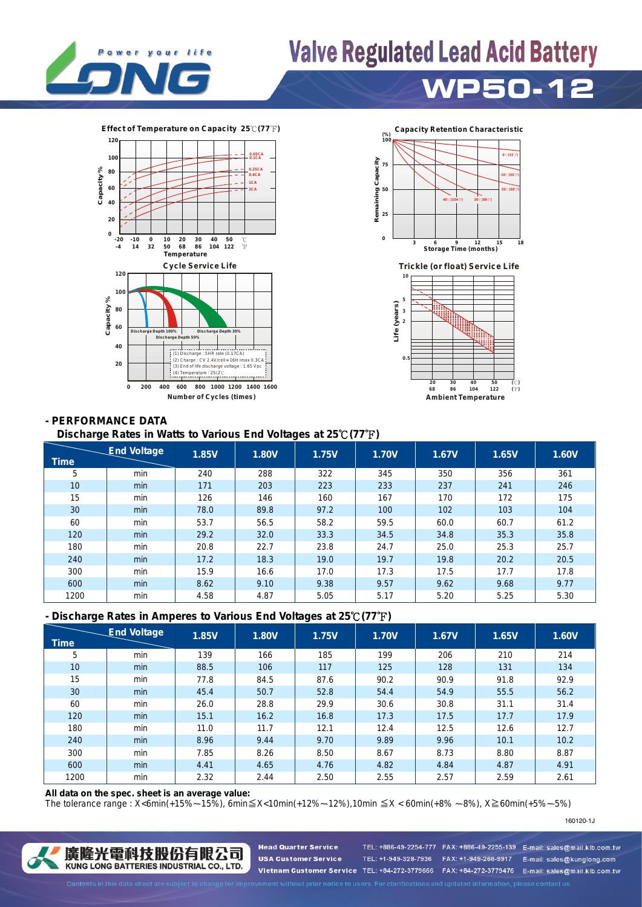Power your life

LONG

# Valve Regulated Lead Acid Battery

# WP50-12

Effect of Temperature on Capacity 25℃(77℉)

120
100
80
60
40
20
0

Capacity %

0.05CA
0.1CA
0.25CA
0.6CA
1CA
2CA

-20 -10 0 10 20 30 40 50 ℃
-4 14 32 50 68 86 104 122 ℉
Temperature

Capacity Retention Characteristic

(%)
100
75
50
25
0

Remaining Capacity

0℃(32℉)
10℃(50℉)
20℃(68℉)
40℃(104℉)
30℃(86℉)

3 6 9 12 15 18
Storage Time (months)

Cycle Service Life

120
100
80
60
40
20

Capacity %

Discharge Depth 100%
Discharge Depth 50%
Discharge Depth 30%

(1) Discharge : 5HR rate (0.17CA)
(2) Charge : CV 2.4V/cell×16H Imax 0.3CA
(3) End of life discharge voltage : 1.65 Vpc
(4) Temperature : 25±2℃

0 200 400 600 800 1000 1200 1400 1600
Number of Cycles (times)

Trickle (or float) Service Life

10
5
3
2
0.5

Life (years)

20 30 40 50 (℃)
68 86 104 122 (℉)
Ambient Temperature

## - PERFORMANCE DATA

### Discharge Rates in Watts to Various End Voltages at 25℃(77℉)

| Time | End Voltage | 1.85V | 1.80V | 1.75V | 1.70V | 1.67V | 1.65V | 1.60V |
|---|---|---|---|---|---|---|---|---|
| 5 | min | 240 | 288 | 322 | 345 | 350 | 356 | 361 |
| 10 | min | 171 | 203 | 223 | 233 | 237 | 241 | 246 |
| 15 | min | 126 | 146 | 160 | 167 | 170 | 172 | 175 |
| 30 | min | 78.0 | 89.8 | 97.2 | 100 | 102 | 103 | 104 |
| 60 | min | 53.7 | 56.5 | 58.2 | 59.5 | 60.0 | 60.7 | 61.2 |
| 120 | min | 29.2 | 32.0 | 33.3 | 34.5 | 34.8 | 35.3 | 35.8 |
| 180 | min | 20.8 | 22.7 | 23.8 | 24.7 | 25.0 | 25.3 | 25.7 |
| 240 | min | 17.2 | 18.3 | 19.0 | 19.7 | 19.8 | 20.2 | 20.5 |
| 300 | min | 15.9 | 16.6 | 17.0 | 17.3 | 17.5 | 17.7 | 17.8 |
| 600 | min | 8.62 | 9.10 | 9.38 | 9.57 | 9.62 | 9.68 | 9.77 |
| 1200 | min | 4.58 | 4.87 | 5.05 | 5.17 | 5.20 | 5.25 | 5.30 |

### - Discharge Rates in Amperes to Various End Voltages at 25℃(77℉)

| Time | End Voltage | 1.85V | 1.80V | 1.75V | 1.70V | 1.67V | 1.65V | 1.60V |
|---|---|---|---|---|---|---|---|---|
| 5 | min | 139 | 166 | 185 | 199 | 206 | 210 | 214 |
| 10 | min | 88.5 | 106 | 117 | 125 | 128 | 131 | 134 |
| 15 | min | 77.8 | 84.5 | 87.6 | 90.2 | 90.9 | 91.8 | 92.9 |
| 30 | min | 45.4 | 50.7 | 52.8 | 54.4 | 54.9 | 55.5 | 56.2 |
| 60 | min | 26.0 | 28.8 | 29.9 | 30.6 | 30.8 | 31.1 | 31.4 |
| 120 | min | 15.1 | 16.2 | 16.8 | 17.3 | 17.5 | 17.7 | 17.9 |
| 180 | min | 11.0 | 11.7 | 12.1 | 12.4 | 12.5 | 12.6 | 12.7 |
| 240 | min | 8.96 | 9.44 | 9.70 | 9.89 | 9.96 | 10.1 | 10.2 |
| 300 | min | 7.85 | 8.26 | 8.50 | 8.67 | 8.73 | 8.80 | 8.87 |
| 600 | min | 4.41 | 4.65 | 4.76 | 4.82 | 4.84 | 4.87 | 4.91 |
| 1200 | min | 2.32 | 2.44 | 2.50 | 2.55 | 2.57 | 2.59 | 2.61 |

**All data on the spec. sheet is an average value:**

The tolerance range : X<6min(+15%~15%), 6min≦X<10min(+12%~12%),10min ≦X < 60min(+8% ~8%), X≧60min(+5%~5%)

160120-1J

廣隆光電科技股份有限公司
KUNG LONG BATTERIES INDUSTRIAL CO., LTD.

| | | | |
|---|---|---|---|
| Head Quarter Service | TEL: +886-49-2254-777 | FAX: +886-49-2255-139 | E-mail: sales@mail.klb.com.tw |
| USA Customer Service | TEL: +1-949-328-7936 | FAX: +1-949-266-9917 | E-mail: sales@kunglong.com |
| Vietnam Customer Service | TEL: +84-272-3779666 | FAX: +84-272-3779476 | E-mail: sales@mail.klb.com.tw |

Contents in this data sheet are subject to change for improvement without prior notice to users. For clarifications and updated information, please contact us.